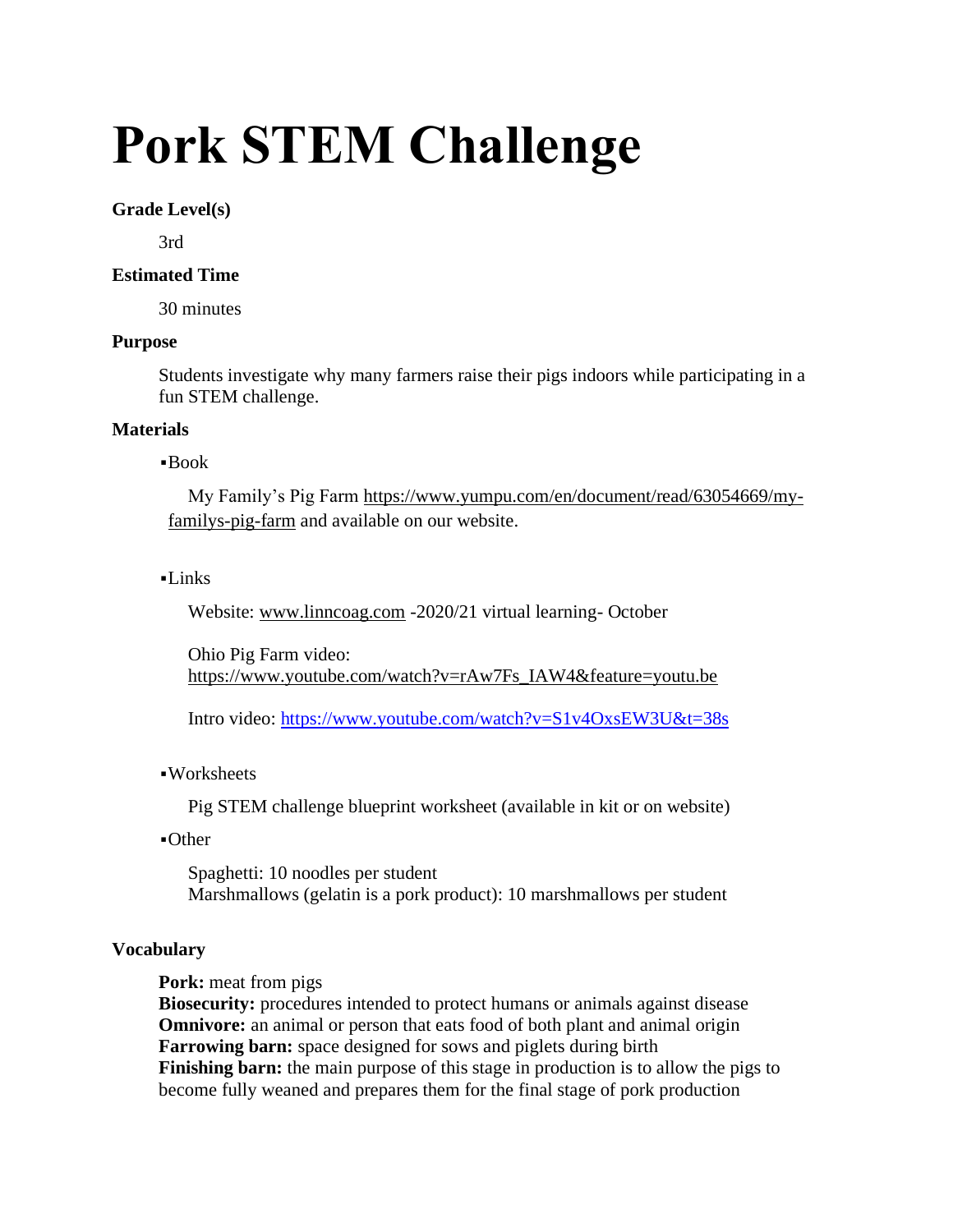# Pork STEM Challenge

**Grade Level(s)**

3rd

**Estimated Time**

30 minutes

**Purpose**

Students investigate why many farmers raise their pigs indoors while participating in a fun STEM challenge.

**Materials**

- Book

  My Family's Pig Farm https://www.yumpu.com/en/document/read/63054669/my-familys-pig-farm and available on our website.

- Links

  Website: www.linncoag.com -2020/21 virtual learning- October

  Ohio Pig Farm video: https://www.youtube.com/watch?v=rAw7Fs_IAW4&feature=youtu.be

  Intro video: https://www.youtube.com/watch?v=S1v4OxsEW3U&t=38s

- Worksheets

  Pig STEM challenge blueprint worksheet (available in kit or on website)

- Other

  Spaghetti: 10 noodles per student
  Marshmallows (gelatin is a pork product): 10 marshmallows per student

**Vocabulary**

**Pork:** meat from pigs
**Biosecurity:** procedures intended to protect humans or animals against disease
**Omnivore:** an animal or person that eats food of both plant and animal origin
**Farrowing barn:** space designed for sows and piglets during birth
**Finishing barn:** the main purpose of this stage in production is to allow the pigs to become fully weaned and prepares them for the final stage of pork production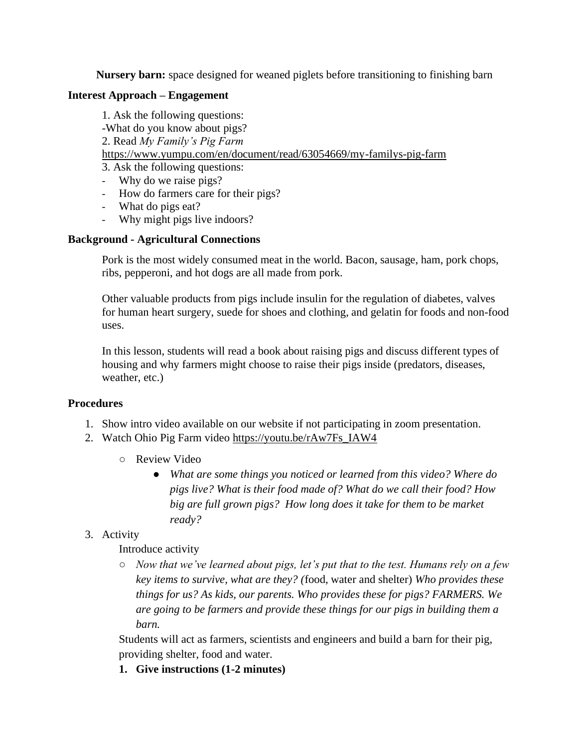**Nursery barn:** space designed for weaned piglets before transitioning to finishing barn

**Interest Approach – Engagement**

1. Ask the following questions:
-What do you know about pigs?
2. Read *My Family's Pig Farm*
https://www.yumpu.com/en/document/read/63054669/my-familys-pig-farm
3. Ask the following questions:
- Why do we raise pigs?
- How do farmers care for their pigs?
- What do pigs eat?
- Why might pigs live indoors?

**Background - Agricultural Connections**

Pork is the most widely consumed meat in the world. Bacon, sausage, ham, pork chops, ribs, pepperoni, and hot dogs are all made from pork.

Other valuable products from pigs include insulin for the regulation of diabetes, valves for human heart surgery, suede for shoes and clothing, and gelatin for foods and non-food uses.

In this lesson, students will read a book about raising pigs and discuss different types of housing and why farmers might choose to raise their pigs inside (predators, diseases, weather, etc.)

**Procedures**

1. Show intro video available on our website if not participating in zoom presentation.
2. Watch Ohio Pig Farm video https://youtu.be/rAw7Fs_IAW4
   - Review Video
     - *What are some things you noticed or learned from this video? Where do pigs live? What is their food made of? What do we call their food? How big are full grown pigs? How long does it take for them to be market ready?*
3. Activity

   Introduce activity

   - *Now that we've learned about pigs, let's put that to the test. Humans rely on a few key items to survive, what are they? (*food, water and shelter) *Who provides these things for us? As kids, our parents. Who provides these for pigs? FARMERS. We are going to be farmers and provide these things for our pigs in building them a barn.*

   Students will act as farmers, scientists and engineers and build a barn for their pig, providing shelter, food and water.

   1. **Give instructions (1-2 minutes)**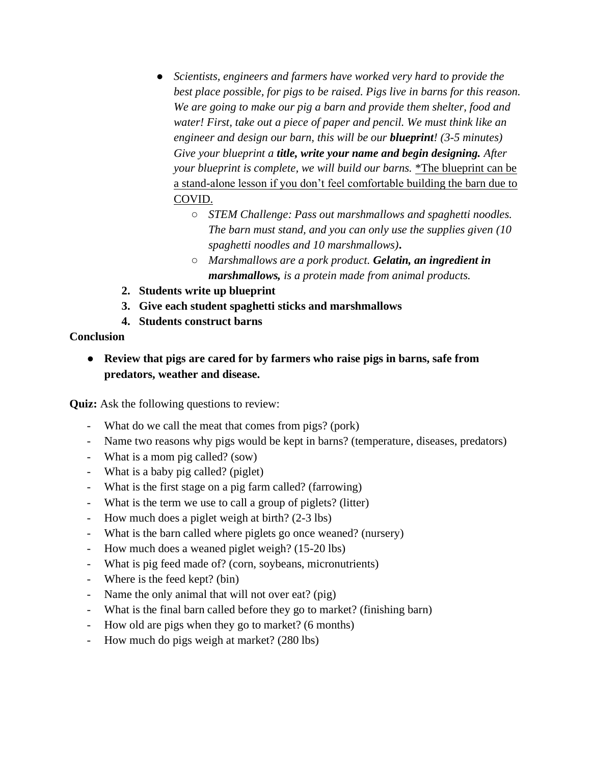- *Scientists, engineers and farmers have worked very hard to provide the best place possible, for pigs to be raised. Pigs live in barns for this reason. We are going to make our pig a barn and provide them shelter, food and water! First, take out a piece of paper and pencil. We must think like an engineer and design our barn, this will be our **blueprint**! (3-5 minutes) Give your blueprint a **title, write your name and begin designing.** After your blueprint is complete, we will build our barns.* <u>*The blueprint can be a stand-alone lesson if you don't feel comfortable building the barn due to COVID.</u>
  - *STEM Challenge: Pass out marshmallows and spaghetti noodles. The barn must stand, and you can only use the supplies given (10 spaghetti noodles and 10 marshmallows)***.**
  - *Marshmallows are a pork product. **Gelatin, an ingredient in marshmallows,** is a protein made from animal products.*

2. **Students write up blueprint**
3. **Give each student spaghetti sticks and marshmallows**
4. **Students construct barns**

**Conclusion**

- **Review that pigs are cared for by farmers who raise pigs in barns, safe from predators, weather and disease.**

**Quiz:** Ask the following questions to review:

- What do we call the meat that comes from pigs? (pork)
- Name two reasons why pigs would be kept in barns? (temperature, diseases, predators)
- What is a mom pig called? (sow)
- What is a baby pig called? (piglet)
- What is the first stage on a pig farm called? (farrowing)
- What is the term we use to call a group of piglets? (litter)
- How much does a piglet weigh at birth? (2-3 lbs)
- What is the barn called where piglets go once weaned? (nursery)
- How much does a weaned piglet weigh? (15-20 lbs)
- What is pig feed made of? (corn, soybeans, micronutrients)
- Where is the feed kept? (bin)
- Name the only animal that will not over eat? (pig)
- What is the final barn called before they go to market? (finishing barn)
- How old are pigs when they go to market? (6 months)
- How much do pigs weigh at market? (280 lbs)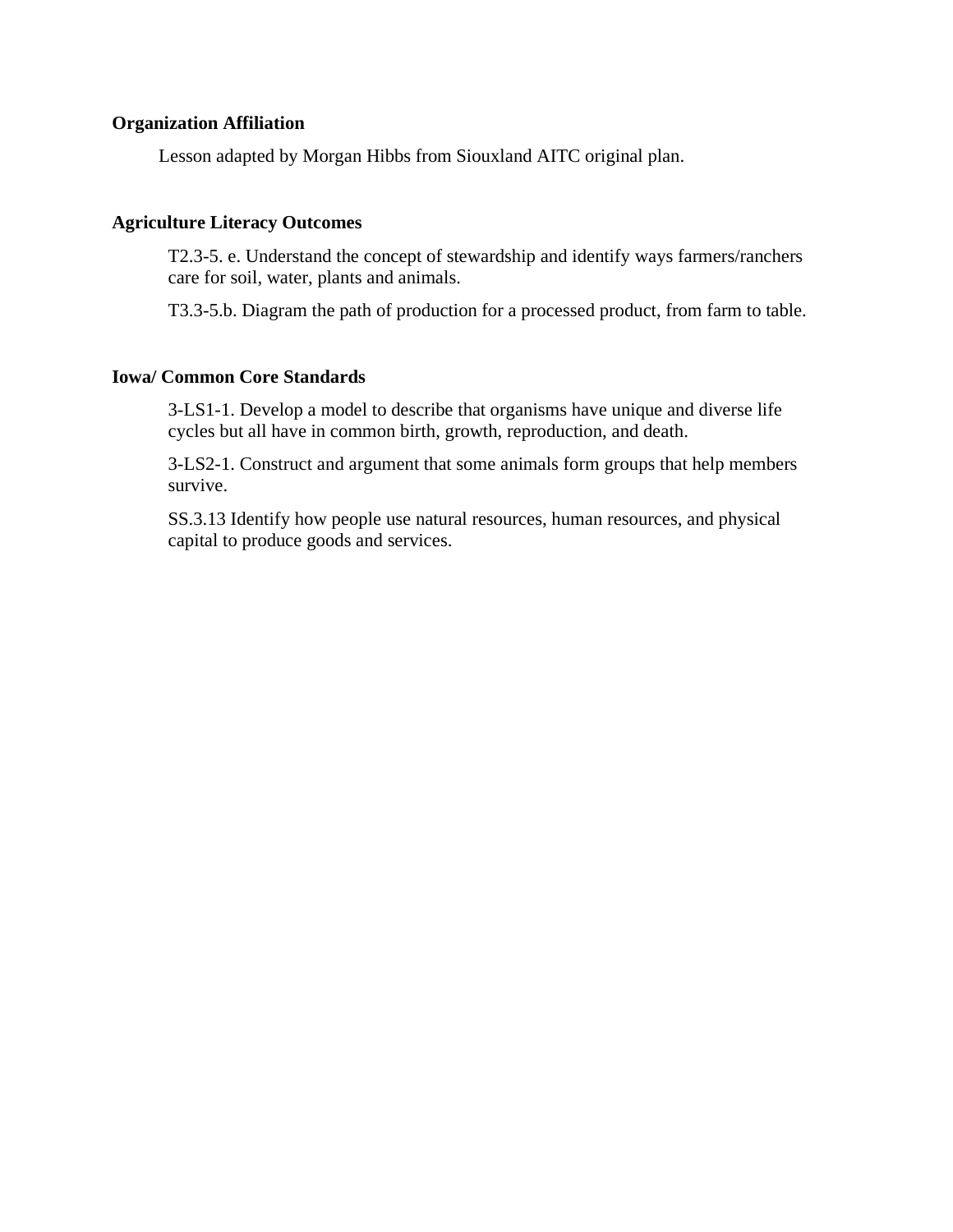**Organization Affiliation**

Lesson adapted by Morgan Hibbs from Siouxland AITC original plan.

**Agriculture Literacy Outcomes**

T2.3-5. e. Understand the concept of stewardship and identify ways farmers/ranchers care for soil, water, plants and animals.

T3.3-5.b. Diagram the path of production for a processed product, from farm to table.

**Iowa/ Common Core Standards**

3-LS1-1. Develop a model to describe that organisms have unique and diverse life cycles but all have in common birth, growth, reproduction, and death.

3-LS2-1. Construct and argument that some animals form groups that help members survive.

SS.3.13 Identify how people use natural resources, human resources, and physical capital to produce goods and services.